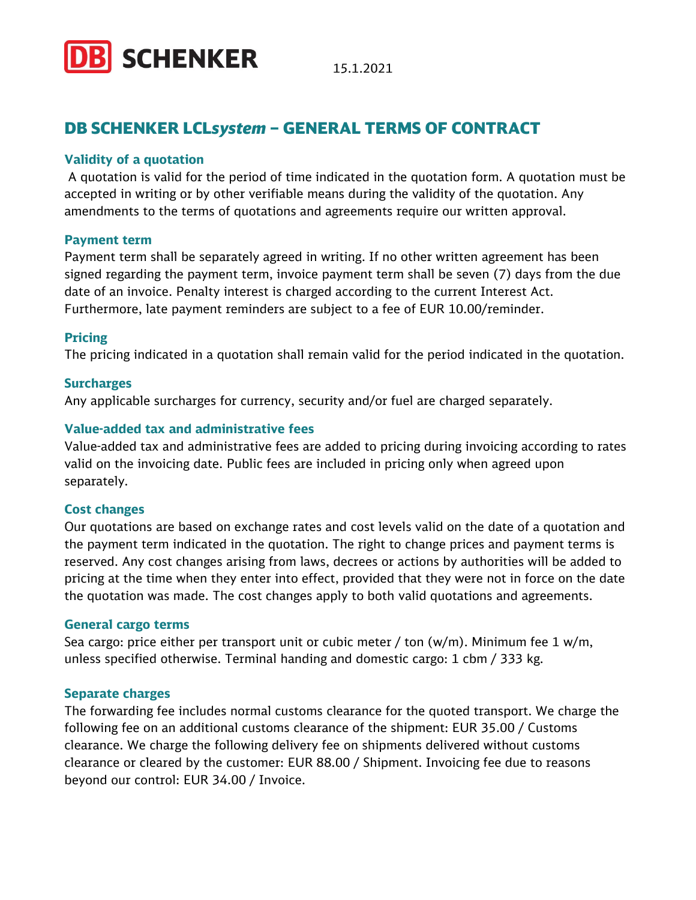DB SCHENKER

15.1.2021

# DB SCHENKER LCL*system* – GENERAL TERMS OF CONTRACT

### Validity of a quotation

A quotation is valid for the period of time indicated in the quotation form. A quotation must be accepted in writing or by other verifiable means during the validity of the quotation. Any amendments to the terms of quotations and agreements require our written approval.

### Payment term

Payment term shall be separately agreed in writing. If no other written agreement has been signed regarding the payment term, invoice payment term shall be seven (7) days from the due date of an invoice. Penalty interest is charged according to the current Interest Act. Furthermore, late payment reminders are subject to a fee of EUR 10.00/reminder.

### Pricing

The pricing indicated in a quotation shall remain valid for the period indicated in the quotation.

### Surcharges

Any applicable surcharges for currency, security and/or fuel are charged separately.

### Value-added tax and administrative fees

Value-added tax and administrative fees are added to pricing during invoicing according to rates valid on the invoicing date. Public fees are included in pricing only when agreed upon separately.

### Cost changes

Our quotations are based on exchange rates and cost levels valid on the date of a quotation and the payment term indicated in the quotation. The right to change prices and payment terms is reserved. Any cost changes arising from laws, decrees or actions by authorities will be added to pricing at the time when they enter into effect, provided that they were not in force on the date the quotation was made. The cost changes apply to both valid quotations and agreements.

### General cargo terms

Sea cargo: price either per transport unit or cubic meter / ton (w/m). Minimum fee 1 w/m, unless specified otherwise. Terminal handing and domestic cargo: 1 cbm / 333 kg.

### Separate charges

The forwarding fee includes normal customs clearance for the quoted transport. We charge the following fee on an additional customs clearance of the shipment: EUR 35.00 / Customs clearance. We charge the following delivery fee on shipments delivered without customs clearance or cleared by the customer: EUR 88.00 / Shipment. Invoicing fee due to reasons beyond our control: EUR 34.00 / Invoice.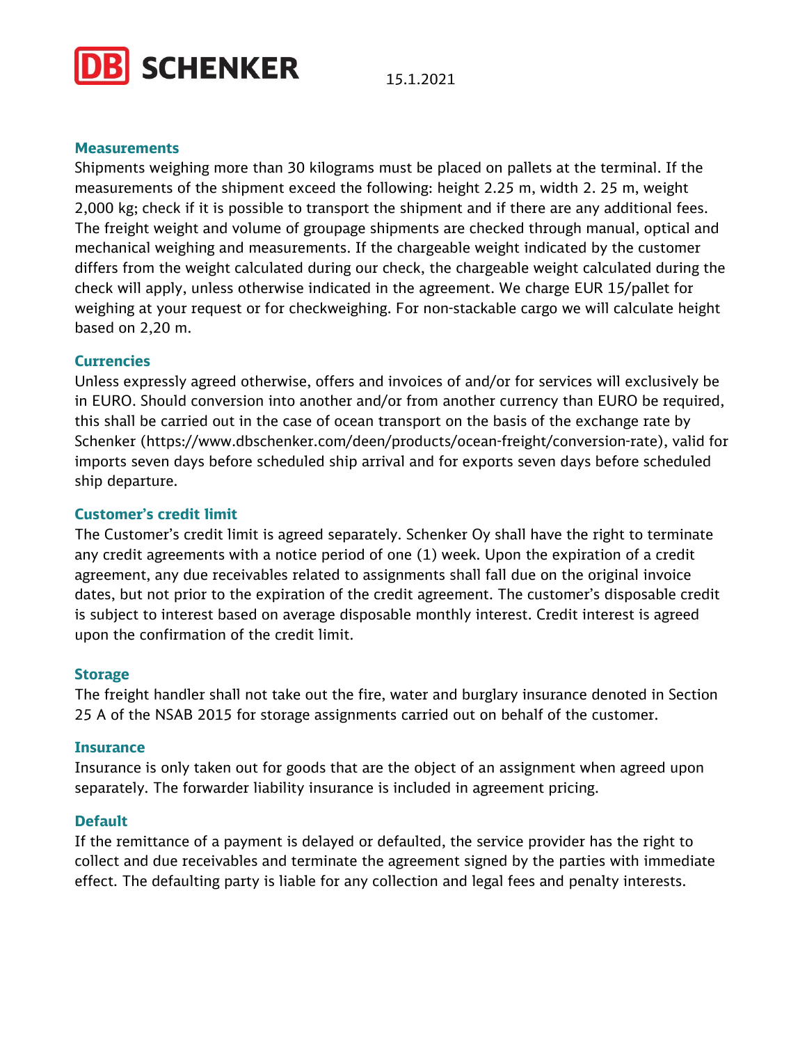## Measurements

Shipments weighing more than 30 kilograms must be placed on pallets at the terminal. If the measurements of the shipment exceed the following: height 2.25 m, width 2. 25 m, weight 2,000 kg; check if it is possible to transport the shipment and if there are any additional fees. The freight weight and volume of groupage shipments are checked through manual, optical and mechanical weighing and measurements. If the chargeable weight indicated by the customer differs from the weight calculated during our check, the chargeable weight calculated during the check will apply, unless otherwise indicated in the agreement. We charge EUR 15/pallet for weighing at your request or for checkweighing. For non-stackable cargo we will calculate height based on 2,20 m.

## Currencies

Unless expressly agreed otherwise, offers and invoices of and/or for services will exclusively be in EURO. Should conversion into another and/or from another currency than EURO be required, this shall be carried out in the case of ocean transport on the basis of the exchange rate by Schenker (https://www.dbschenker.com/deen/products/ocean-freight/conversion-rate), valid for imports seven days before scheduled ship arrival and for exports seven days before scheduled ship departure.

## Customer's credit limit

The Customer's credit limit is agreed separately. Schenker Oy shall have the right to terminate any credit agreements with a notice period of one (1) week. Upon the expiration of a credit agreement, any due receivables related to assignments shall fall due on the original invoice dates, but not prior to the expiration of the credit agreement. The customer's disposable credit is subject to interest based on average disposable monthly interest. Credit interest is agreed upon the confirmation of the credit limit.

## Storage

The freight handler shall not take out the fire, water and burglary insurance denoted in Section 25 A of the NSAB 2015 for storage assignments carried out on behalf of the customer.

## Insurance

Insurance is only taken out for goods that are the object of an assignment when agreed upon separately. The forwarder liability insurance is included in agreement pricing.

## Default

If the remittance of a payment is delayed or defaulted, the service provider has the right to collect and due receivables and terminate the agreement signed by the parties with immediate effect. The defaulting party is liable for any collection and legal fees and penalty interests.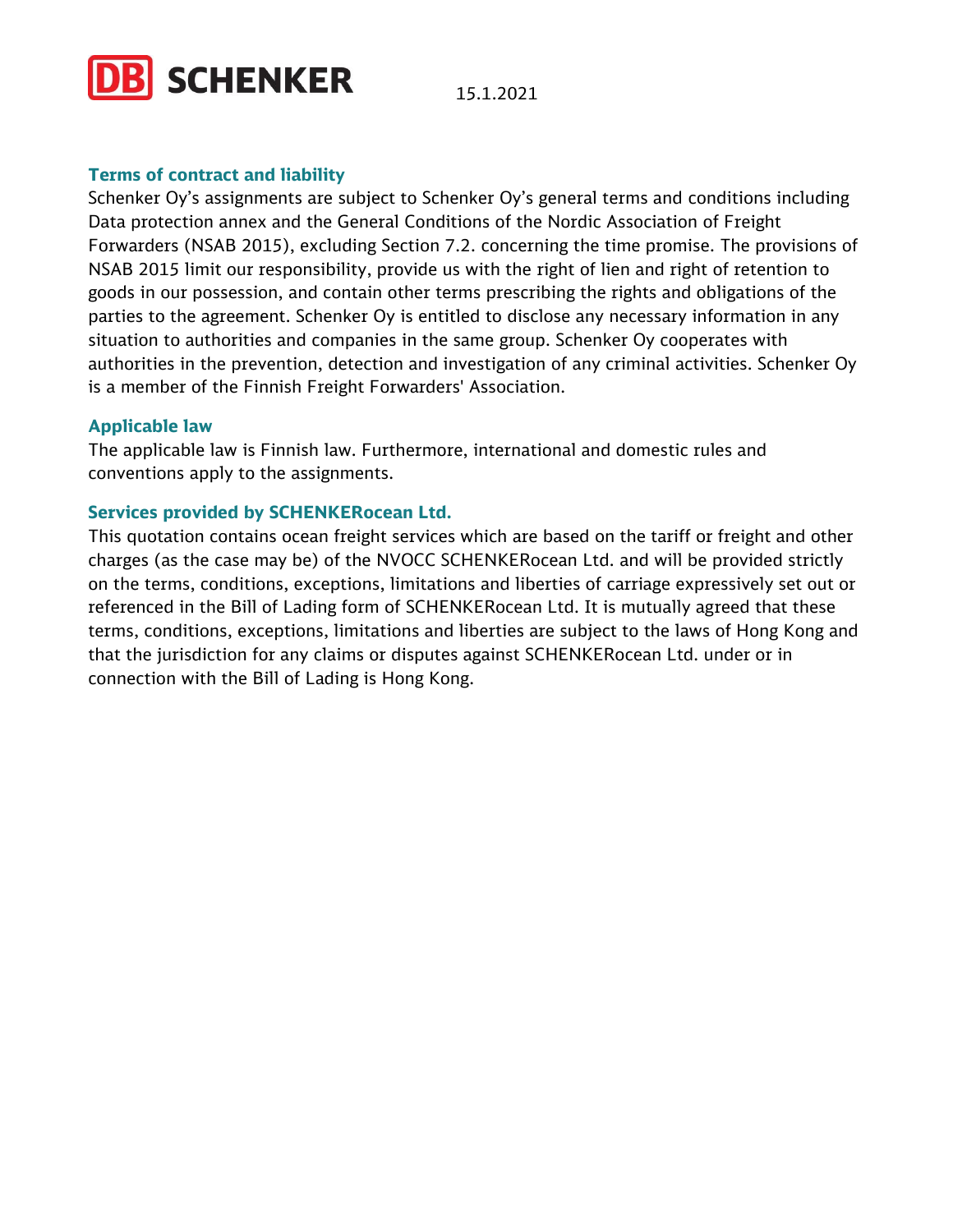DB SCHENKER

15.1.2021

## Terms of contract and liability

Schenker Oy's assignments are subject to Schenker Oy's general terms and conditions including Data protection annex and the General Conditions of the Nordic Association of Freight Forwarders (NSAB 2015), excluding Section 7.2. concerning the time promise. The provisions of NSAB 2015 limit our responsibility, provide us with the right of lien and right of retention to goods in our possession, and contain other terms prescribing the rights and obligations of the parties to the agreement. Schenker Oy is entitled to disclose any necessary information in any situation to authorities and companies in the same group. Schenker Oy cooperates with authorities in the prevention, detection and investigation of any criminal activities. Schenker Oy is a member of the Finnish Freight Forwarders' Association.

## Applicable law

The applicable law is Finnish law. Furthermore, international and domestic rules and conventions apply to the assignments.

## Services provided by SCHENKERocean Ltd.

This quotation contains ocean freight services which are based on the tariff or freight and other charges (as the case may be) of the NVOCC SCHENKERocean Ltd. and will be provided strictly on the terms, conditions, exceptions, limitations and liberties of carriage expressively set out or referenced in the Bill of Lading form of SCHENKERocean Ltd. It is mutually agreed that these terms, conditions, exceptions, limitations and liberties are subject to the laws of Hong Kong and that the jurisdiction for any claims or disputes against SCHENKERocean Ltd. under or in connection with the Bill of Lading is Hong Kong.